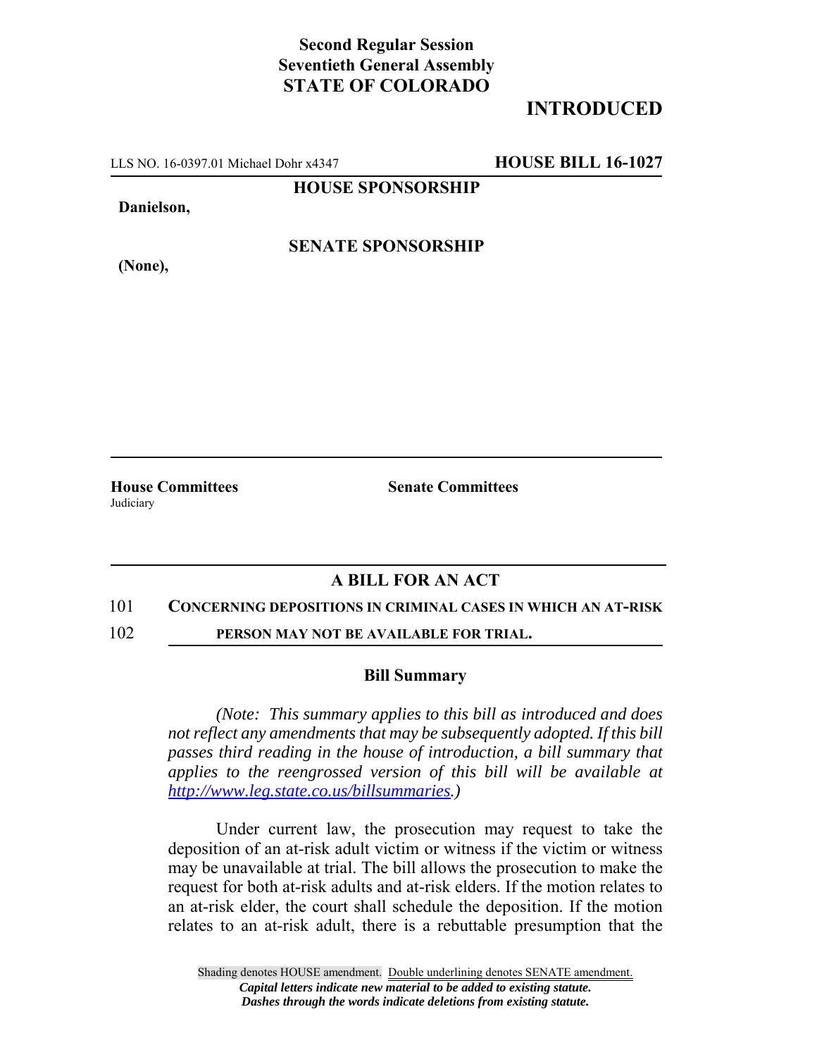**Second Regular Session**
**Seventieth General Assembly**
**STATE OF COLORADO**

# INTRODUCED

LLS NO. 16-0397.01 Michael Dohr x4347 **HOUSE BILL 16-1027**

**HOUSE SPONSORSHIP**

**Danielson,**

**SENATE SPONSORSHIP**

**(None),**

**House Committees**
Judiciary

**Senate Committees**

## A BILL FOR AN ACT

101 **CONCERNING DEPOSITIONS IN CRIMINAL CASES IN WHICH AN AT-RISK**
102 **PERSON MAY NOT BE AVAILABLE FOR TRIAL.**

### Bill Summary

*(Note: This summary applies to this bill as introduced and does not reflect any amendments that may be subsequently adopted. If this bill passes third reading in the house of introduction, a bill summary that applies to the reengrossed version of this bill will be available at http://www.leg.state.co.us/billsummaries.)*

Under current law, the prosecution may request to take the deposition of an at-risk adult victim or witness if the victim or witness may be unavailable at trial. The bill allows the prosecution to make the request for both at-risk adults and at-risk elders. If the motion relates to an at-risk elder, the court shall schedule the deposition. If the motion relates to an at-risk adult, there is a rebuttable presumption that the

Shading denotes HOUSE amendment. Double underlining denotes SENATE amendment.
*Capital letters indicate new material to be added to existing statute.*
*Dashes through the words indicate deletions from existing statute.*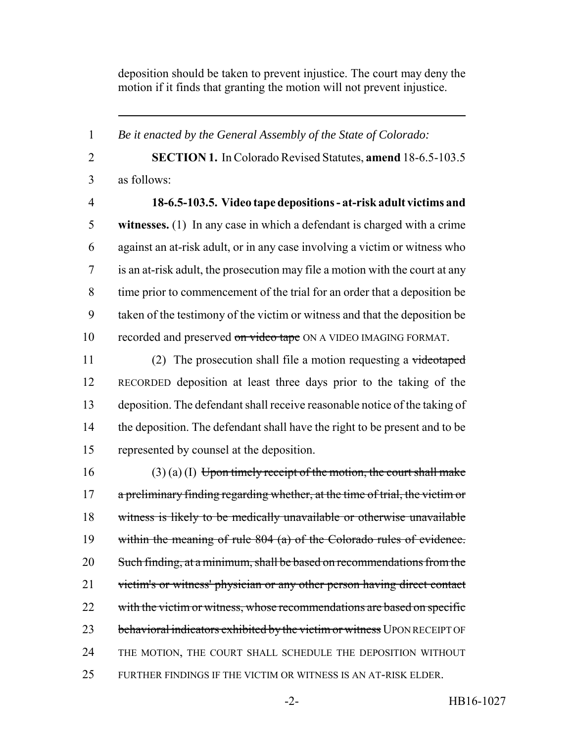deposition should be taken to prevent injustice. The court may deny the motion if it finds that granting the motion will not prevent injustice.

---

*Be it enacted by the General Assembly of the State of Colorado:*

**SECTION 1.** In Colorado Revised Statutes, **amend** 18-6.5-103.5 as follows:

**18-6.5-103.5. Video tape depositions - at-risk adult victims and witnesses.** (1) In any case in which a defendant is charged with a crime against an at-risk adult, or in any case involving a victim or witness who is an at-risk adult, the prosecution may file a motion with the court at any time prior to commencement of the trial for an order that a deposition be taken of the testimony of the victim or witness and that the deposition be recorded and preserved ~~on video tape~~ ON A VIDEO IMAGING FORMAT.

(2) The prosecution shall file a motion requesting a ~~videotaped~~ RECORDED deposition at least three days prior to the taking of the deposition. The defendant shall receive reasonable notice of the taking of the deposition. The defendant shall have the right to be present and to be represented by counsel at the deposition.

(3) (a) (I) ~~Upon timely receipt of the motion, the court shall make a preliminary finding regarding whether, at the time of trial, the victim or witness is likely to be medically unavailable or otherwise unavailable within the meaning of rule 804 (a) of the Colorado rules of evidence. Such finding, at a minimum, shall be based on recommendations from the victim's or witness' physician or any other person having direct contact with the victim or witness, whose recommendations are based on specific behavioral indicators exhibited by the victim or witness~~ UPON RECEIPT OF THE MOTION, THE COURT SHALL SCHEDULE THE DEPOSITION WITHOUT FURTHER FINDINGS IF THE VICTIM OR WITNESS IS AN AT-RISK ELDER.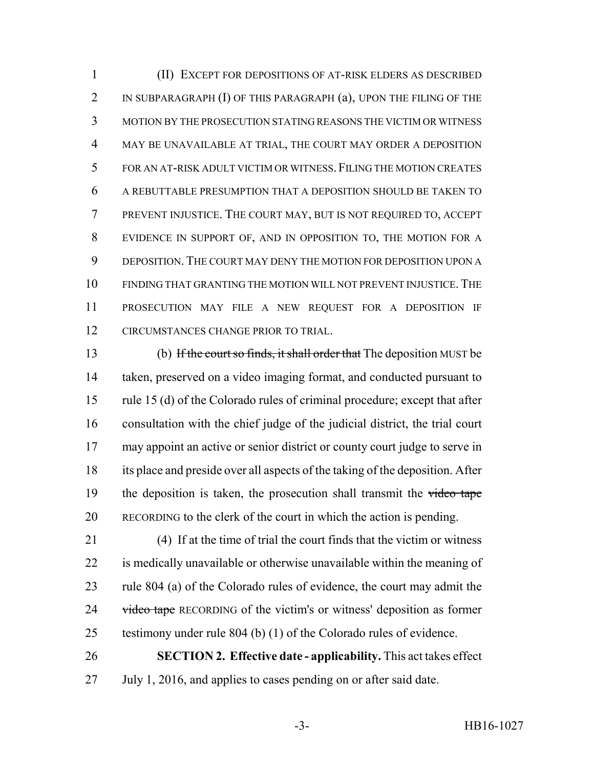(II) EXCEPT FOR DEPOSITIONS OF AT-RISK ELDERS AS DESCRIBED IN SUBPARAGRAPH (I) OF THIS PARAGRAPH (a), UPON THE FILING OF THE MOTION BY THE PROSECUTION STATING REASONS THE VICTIM OR WITNESS MAY BE UNAVAILABLE AT TRIAL, THE COURT MAY ORDER A DEPOSITION FOR AN AT-RISK ADULT VICTIM OR WITNESS. FILING THE MOTION CREATES A REBUTTABLE PRESUMPTION THAT A DEPOSITION SHOULD BE TAKEN TO PREVENT INJUSTICE. THE COURT MAY, BUT IS NOT REQUIRED TO, ACCEPT EVIDENCE IN SUPPORT OF, AND IN OPPOSITION TO, THE MOTION FOR A DEPOSITION. THE COURT MAY DENY THE MOTION FOR DEPOSITION UPON A FINDING THAT GRANTING THE MOTION WILL NOT PREVENT INJUSTICE. THE PROSECUTION MAY FILE A NEW REQUEST FOR A DEPOSITION IF CIRCUMSTANCES CHANGE PRIOR TO TRIAL.

(b) ~~If the court so finds, it shall order that~~ The deposition MUST be taken, preserved on a video imaging format, and conducted pursuant to rule 15 (d) of the Colorado rules of criminal procedure; except that after consultation with the chief judge of the judicial district, the trial court may appoint an active or senior district or county court judge to serve in its place and preside over all aspects of the taking of the deposition. After the deposition is taken, the prosecution shall transmit the ~~video tape~~ RECORDING to the clerk of the court in which the action is pending.

(4) If at the time of trial the court finds that the victim or witness is medically unavailable or otherwise unavailable within the meaning of rule 804 (a) of the Colorado rules of evidence, the court may admit the ~~video tape~~ RECORDING of the victim's or witness' deposition as former testimony under rule 804 (b) (1) of the Colorado rules of evidence.

**SECTION 2. Effective date - applicability.** This act takes effect July 1, 2016, and applies to cases pending on or after said date.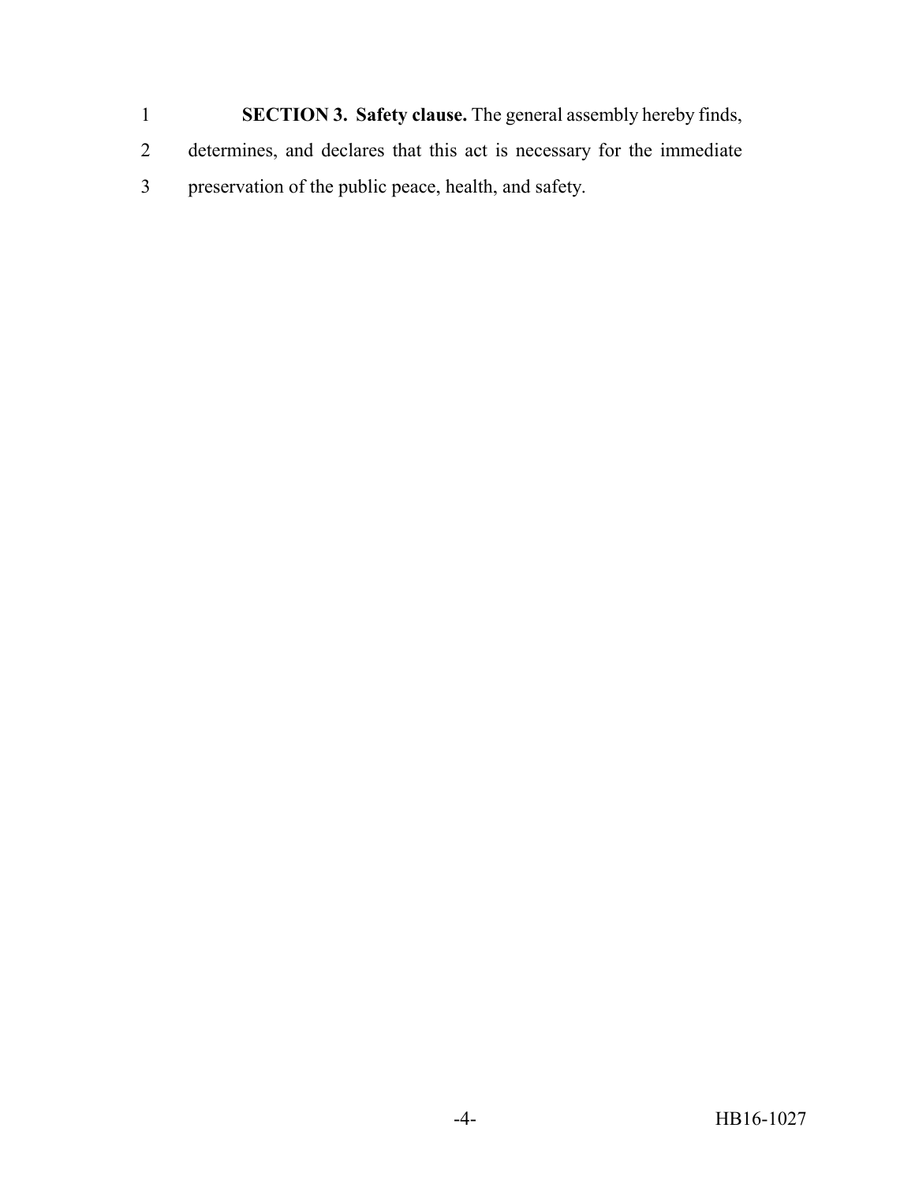**SECTION 3. Safety clause.** The general assembly hereby finds, determines, and declares that this act is necessary for the immediate preservation of the public peace, health, and safety.